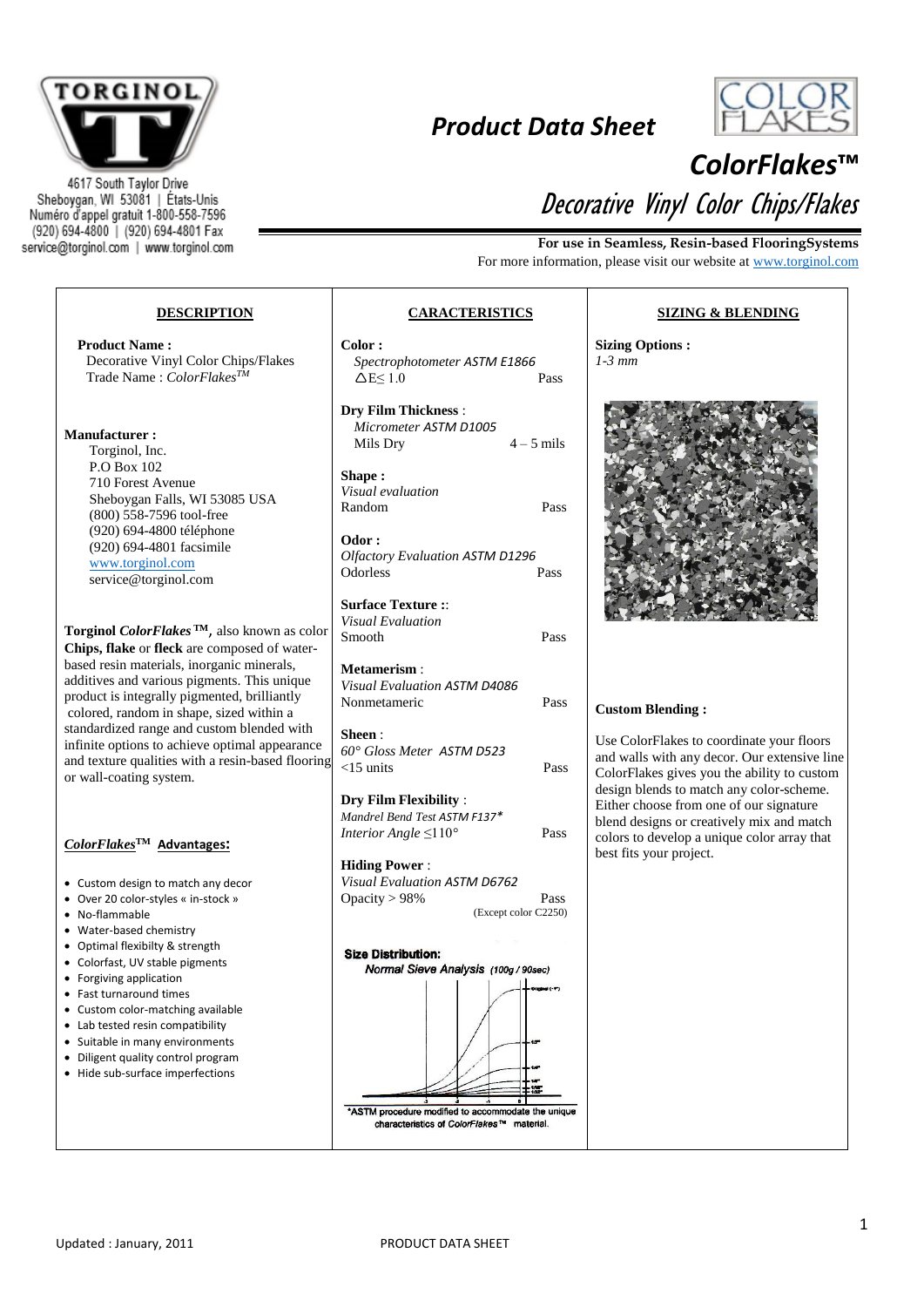TORGINOL

4617 South Taylor Drive
Sheboygan, WI 53081 | États-Unis
Numéro d'appel gratuit 1-800-558-7596
(920) 694-4800 | (920) 694-4801 Fax
service@torginol.com | www.torginol.com

# Product Data Sheet

COLOR FLAKES

# ColorFlakes™

## Decorative Vinyl Color Chips/Flakes

**For use in Seamless, Resin-based FlooringSystems**

For more information, please visit our website at www.torginol.com

## DESCRIPTION

**Product Name :**
Decorative Vinyl Color Chips/Flakes
Trade Name : *ColorFlakes*™

**Manufacturer :**
Torginol, Inc.
P.O Box 102
710 Forest Avenue
Sheboygan Falls, WI 53085 USA
(800) 558-7596 tool-free
(920) 694-4800 téléphone
(920) 694-4801 facsimile
www.torginol.com
service@torginol.com

**Torginol *ColorFlakes* ™,** also known as color **Chips, flake** or **fleck** are composed of water-based resin materials, inorganic minerals, additives and various pigments. This unique product is integrally pigmented, brilliantly colored, random in shape, sized within a standardized range and custom blended with infinite options to achieve optimal appearance and texture qualities with a resin-based flooring or wall-coating system.

***ColorFlakes*™ Advantages:**

- Custom design to match any decor
- Over 20 color-styles « in-stock »
- No-flammable
- Water-based chemistry
- Optimal flexibilty & strength
- Colorfast, UV stable pigments
- Forgiving application
- Fast turnaround times
- Custom color-matching available
- Lab tested resin compatibility
- Suitable in many environments
- Diligent quality control program
- Hide sub-surface imperfections

## CARACTERISTICS

**Color :**
*Spectrophotometer ASTM E1866*
$\Delta E \leq 1.0$ — Pass

**Dry Film Thickness** :
*Micrometer ASTM D1005*
Mils Dry — 4 – 5 mils

**Shape :**
*Visual evaluation*
Random — Pass

**Odor :**
*Olfactory Evaluation ASTM D1296*
Odorless — Pass

**Surface Texture ::**
*Visual Evaluation*
Smooth — Pass

**Metamerism** :
*Visual Evaluation ASTM D4086*
Nonmetameric — Pass

**Sheen** :
*60° Gloss Meter ASTM D523*
<15 units — Pass

**Dry Film Flexibility** :
*Mandrel Bend Test ASTM F137**
*Interior Angle* ≤110° — Pass

**Hiding Power** :
*Visual Evaluation ASTM D6762*
Opacity > 98% — Pass
(Except color C2250)

**Size Distribution:**
*Normal Sieve Analysis (100g / 90sec)*

*ASTM procedure modified to accommodate the unique characteristics of *ColorFlakes*™ material.

## SIZING & BLENDING

**Sizing Options :**
*1-3 mm*

**Custom Blending :**

Use ColorFlakes to coordinate your floors and walls with any decor. Our extensive line ColorFlakes gives you the ability to custom design blends to match any color-scheme. Either choose from one of our signature blend designs or creatively mix and match colors to develop a unique color array that best fits your project.

Updated : January, 2011 — PRODUCT DATA SHEET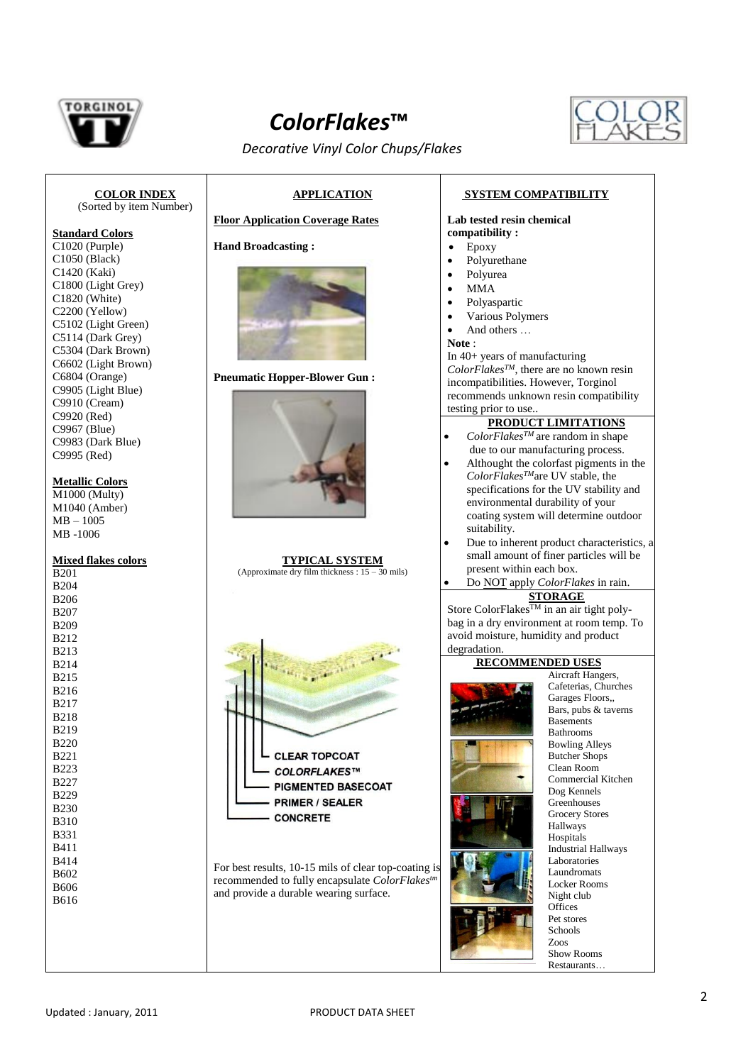# ColorFlakes™

*Decorative Vinyl Color Chups/Flakes*

## COLOR INDEX

(Sorted by item Number)

**Standard Colors**

C1020 (Purple)
C1050 (Black)
C1420 (Kaki)
C1800 (Light Grey)
C1820 (White)
C2200 (Yellow)
C5102 (Light Green)
C5114 (Dark Grey)
C5304 (Dark Brown)
C6602 (Light Brown)
C6804 (Orange)
C9905 (Light Blue)
C9910 (Cream)
C9920 (Red)
C9967 (Blue)
C9983 (Dark Blue)
C9995 (Red)

**Metallic Colors**

M1000 (Multy)
M1040 (Amber)
MB – 1005
MB -1006

**Mixed flakes colors**

B201
B204
B206
B207
B209
B212
B213
B214
B215
B216
B217
B218
B219
B220
B221
B223
B227
B229
B230
B310
B331
B411
B414
B602
B606
B616

## APPLICATION

**Floor Application Coverage Rates**

**Hand Broadcasting :**

**Pneumatic Hopper-Blower Gun :**

## TYPICAL SYSTEM

(Approximate dry film thickness : 15 – 30 mils)

CLEAR TOPCOAT
COLORFLAKES™
PIGMENTED BASECOAT
PRIMER / SEALER
CONCRETE

For best results, 10-15 mils of clear top-coating is recommended to fully encapsulate *ColorFlakes*tm and provide a durable wearing surface.

## SYSTEM COMPATIBILITY

**Lab tested resin chemical compatibility :**

- Epoxy
- Polyurethane
- Polyurea
- MMA
- Polyaspartic
- Various Polymers
- And others …

**Note** :
In 40+ years of manufacturing *ColorFlakesTM*, there are no known resin incompatibilities. However, Torginol recommends unknown resin compatibility testing prior to use..

## PRODUCT LIMITATIONS

- *ColorFlakesTM* are random in shape due to our manufacturing process.
- Althought the colorfast pigments in the *ColorFlakesTM*are UV stable, the specifications for the UV stability and environmental durability of your coating system will determine outdoor suitability.
- Due to inherent product characteristics, a small amount of finer particles will be present within each box.
- Do NOT apply *ColorFlakes* in rain.

## STORAGE

Store ColorFlakesTM in an air tight poly-bag in a dry environment at room temp. To avoid moisture, humidity and product degradation.

## RECOMMENDED USES

Aircraft Hangers,
Cafeterias, Churches
Garages Floors,,
Bars, pubs & taverns
Basements
Bathrooms
Bowling Alleys
Butcher Shops
Clean Room
Commercial Kitchen
Dog Kennels
Greenhouses
Grocery Stores
Hallways
Hospitals
Industrial Hallways
Laboratories
Laundromats
Locker Rooms
Night club
Offices
Pet stores
Schools
Zoos
Show Rooms
Restaurants…

Updated : January, 2011 PRODUCT DATA SHEET